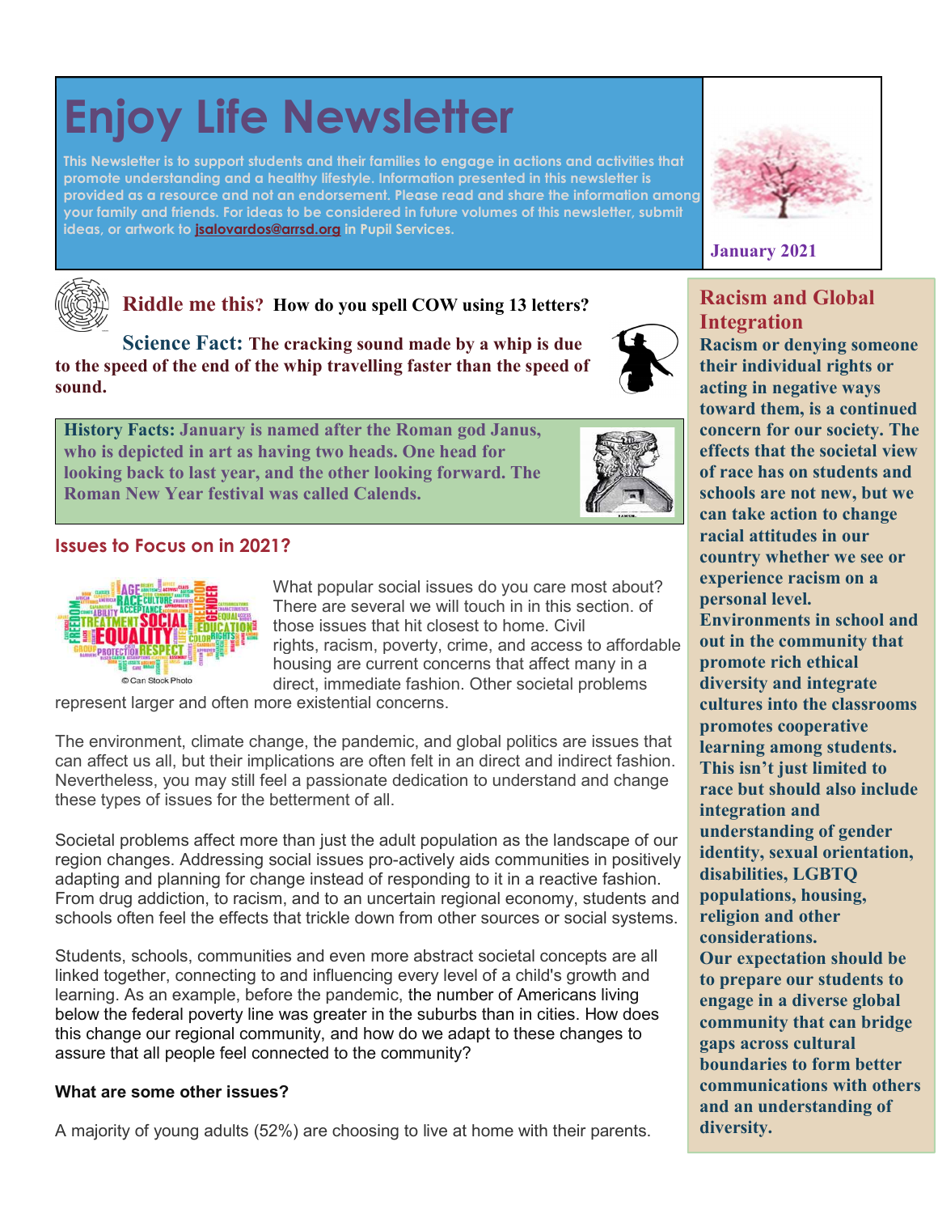# Enjoy Life Newsletter

This Newsletter is to support students and their families to engage in actions and activities that promote understanding and a healthy lifestyle. Information presented in this newsletter is provided as a resource and not an endorsement. Please read and share the information among your family and friends. For ideas to be considered in future volumes of this newsletter, submit ideas, or artwork to jsalovardos@arrsd.org in Pupil Services.

January 2021

**Riddle me this?** **How do you spell COW using 13 letters?**

**Science Fact:** **The cracking sound made by a whip is due to the speed of the end of the whip travelling faster than the speed of sound.**

**History Facts:** **January is named after the Roman god Janus, who is depicted in art as having two heads. One head for looking back to last year, and the other looking forward. The Roman New Year festival was called Calends.**

## Issues to Focus on in 2021?

©Can Stock Photo

What popular social issues do you care most about? There are several we will touch in in this section. of those issues that hit closest to home. Civil rights, racism, poverty, crime, and access to affordable housing are current concerns that affect many in a direct, immediate fashion. Other societal problems represent larger and often more existential concerns.

The environment, climate change, the pandemic, and global politics are issues that can affect us all, but their implications are often felt in an direct and indirect fashion. Nevertheless, you may still feel a passionate dedication to understand and change these types of issues for the betterment of all.

Societal problems affect more than just the adult population as the landscape of our region changes. Addressing social issues pro-actively aids communities in positively adapting and planning for change instead of responding to it in a reactive fashion. From drug addiction, to racism, and to an uncertain regional economy, students and schools often feel the effects that trickle down from other sources or social systems.

Students, schools, communities and even more abstract societal concepts are all linked together, connecting to and influencing every level of a child's growth and learning. As an example, before the pandemic, the number of Americans living below the federal poverty line was greater in the suburbs than in cities. How does this change our regional community, and how do we adapt to these changes to assure that all people feel connected to the community?

**What are some other issues?**

A majority of young adults (52%) are choosing to live at home with their parents.

## Racism and Global Integration

**Racism or denying someone their individual rights or acting in negative ways toward them, is a continued concern for our society. The effects that the societal view of race has on students and schools are not new, but we can take action to change racial attitudes in our country whether we see or experience racism on a personal level.**

**Environments in school and out in the community that promote rich ethical diversity and integrate cultures into the classrooms promotes cooperative learning among students. This isn't just limited to race but should also include integration and understanding of gender identity, sexual orientation, disabilities, LGBTQ populations, housing, religion and other considerations.**

**Our expectation should be to prepare our students to engage in a diverse global community that can bridge gaps across cultural boundaries to form better communications with others and an understanding of diversity.**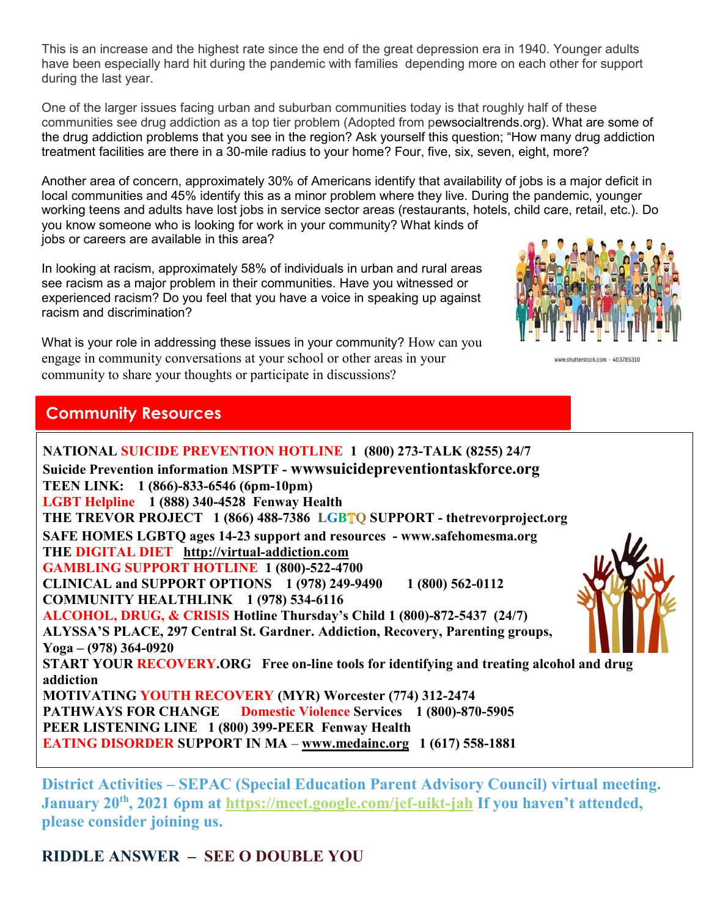This is an increase and the highest rate since the end of the great depression era in 1940. Younger adults have been especially hard hit during the pandemic with families depending more on each other for support during the last year.

One of the larger issues facing urban and suburban communities today is that roughly half of these communities see drug addiction as a top tier problem (Adopted from pewsocialtrends.org). What are some of the drug addiction problems that you see in the region? Ask yourself this question; "How many drug addiction treatment facilities are there in a 30-mile radius to your home? Four, five, six, seven, eight, more?

Another area of concern, approximately 30% of Americans identify that availability of jobs is a major deficit in local communities and 45% identify this as a minor problem where they live. During the pandemic, younger working teens and adults have lost jobs in service sector areas (restaurants, hotels, child care, retail, etc.). Do you know someone who is looking for work in your community? What kinds of jobs or careers are available in this area?

In looking at racism, approximately 58% of individuals in urban and rural areas see racism as a major problem in their communities. Have you witnessed or experienced racism? Do you feel that you have a voice in speaking up against racism and discrimination?

www.shutterstock.com · 403785310

What is your role in addressing these issues in your community? How can you engage in community conversations at your school or other areas in your community to share your thoughts or participate in discussions?

## Community Resources

**NATIONAL SUICIDE PREVENTION HOTLINE 1 (800) 273-TALK (8255) 24/7**
**Suicide Prevention information MSPTF - wwwsuicidepreventiontaskforce.org**
**TEEN LINK: 1 (866)-833-6546 (6pm-10pm)**
**LGBT Helpline 1 (888) 340-4528 Fenway Health**
**THE TREVOR PROJECT 1 (866) 488-7386 LGBTQ SUPPORT - thetrevorproject.org**
**SAFE HOMES LGBTQ ages 14-23 support and resources - www.safehomesma.org**
**THE DIGITAL DIET http://virtual-addiction.com**
**GAMBLING SUPPORT HOTLINE 1 (800)-522-4700**
**CLINICAL and SUPPORT OPTIONS 1 (978) 249-9490 1 (800) 562-0112**
**COMMUNITY HEALTHLINK 1 (978) 534-6116**
**ALCOHOL, DRUG, & CRISIS Hotline Thursday's Child 1 (800)-872-5437 (24/7)**
**ALYSSA'S PLACE, 297 Central St. Gardner. Addiction, Recovery, Parenting groups, Yoga – (978) 364-0920**
**START YOUR RECOVERY.ORG Free on-line tools for identifying and treating alcohol and drug addiction**
**MOTIVATING YOUTH RECOVERY (MYR) Worcester (774) 312-2474**
**PATHWAYS FOR CHANGE Domestic Violence Services 1 (800)-870-5905**
**PEER LISTENING LINE 1 (800) 399-PEER Fenway Health**
**EATING DISORDER SUPPORT IN MA – www.medainc.org 1 (617) 558-1881**

**District Activities – SEPAC (Special Education Parent Advisory Council) virtual meeting. January 20th, 2021 6pm at https://meet.google.com/jef-uikt-jah If you haven't attended, please consider joining us.**

**RIDDLE ANSWER – SEE O DOUBLE YOU**